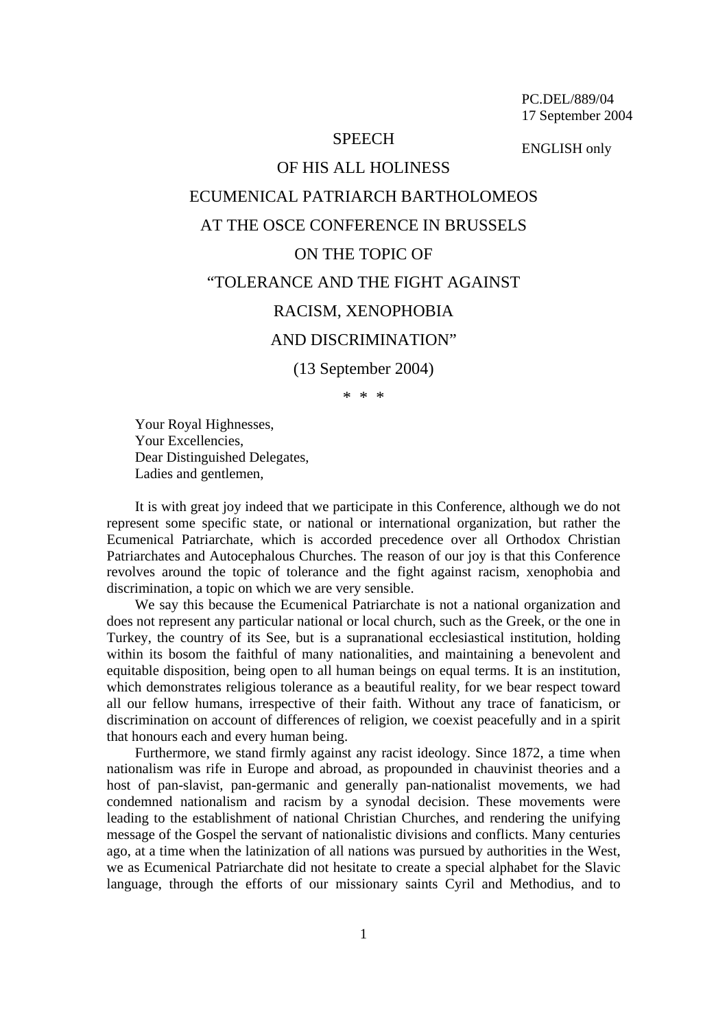PC.DEL/889/04
17 September 2004

ENGLISH only

# SPEECH
# OF HIS ALL HOLINESS
# ECUMENICAL PATRIARCH BARTHOLOMEOS
# AT THE OSCE CONFERENCE IN BRUSSELS
# ON THE TOPIC OF
# "TOLERANCE AND THE FIGHT AGAINST RACISM, XENOPHOBIA AND DISCRIMINATION"

(13 September 2004)

\* \* \*

Your Royal Highnesses,
Your Excellencies,
Dear Distinguished Delegates,
Ladies and gentlemen,

It is with great joy indeed that we participate in this Conference, although we do not represent some specific state, or national or international organization, but rather the Ecumenical Patriarchate, which is accorded precedence over all Orthodox Christian Patriarchates and Autocephalous Churches. The reason of our joy is that this Conference revolves around the topic of tolerance and the fight against racism, xenophobia and discrimination, a topic on which we are very sensible.

We say this because the Ecumenical Patriarchate is not a national organization and does not represent any particular national or local church, such as the Greek, or the one in Turkey, the country of its See, but is a supranational ecclesiastical institution, holding within its bosom the faithful of many nationalities, and maintaining a benevolent and equitable disposition, being open to all human beings on equal terms. It is an institution, which demonstrates religious tolerance as a beautiful reality, for we bear respect toward all our fellow humans, irrespective of their faith. Without any trace of fanaticism, or discrimination on account of differences of religion, we coexist peacefully and in a spirit that honours each and every human being.

Furthermore, we stand firmly against any racist ideology. Since 1872, a time when nationalism was rife in Europe and abroad, as propounded in chauvinist theories and a host of pan-slavist, pan-germanic and generally pan-nationalist movements, we had condemned nationalism and racism by a synodal decision. These movements were leading to the establishment of national Christian Churches, and rendering the unifying message of the Gospel the servant of nationalistic divisions and conflicts. Many centuries ago, at a time when the latinization of all nations was pursued by authorities in the West, we as Ecumenical Patriarchate did not hesitate to create a special alphabet for the Slavic language, through the efforts of our missionary saints Cyril and Methodius, and to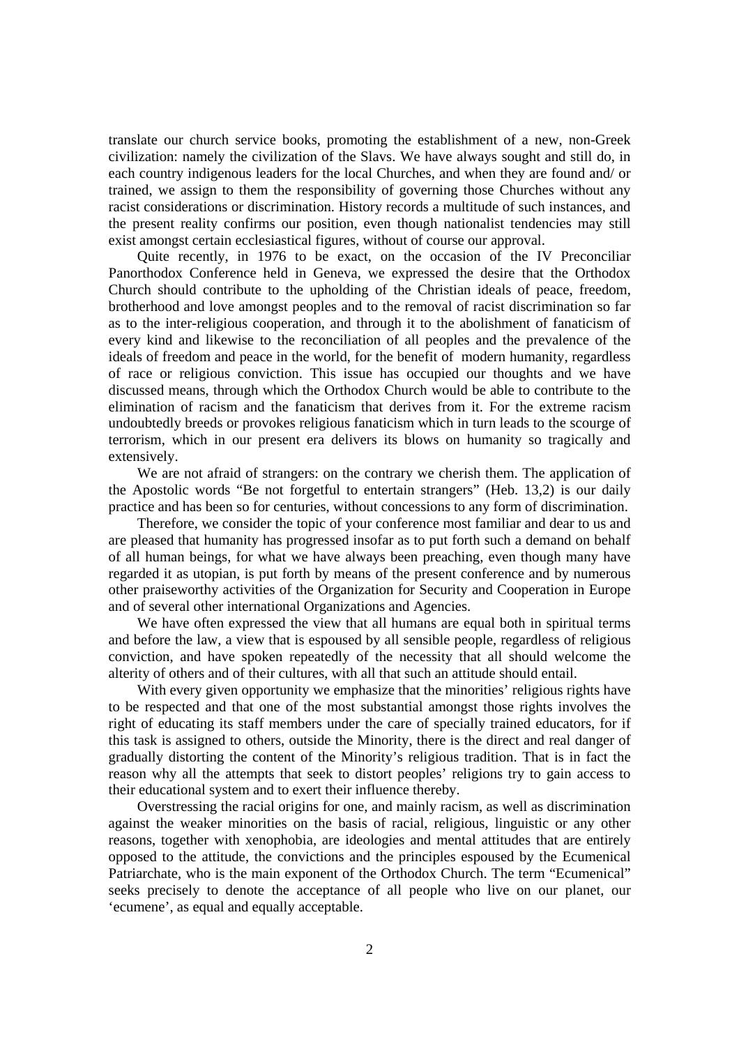translate our church service books, promoting the establishment of a new, non-Greek civilization: namely the civilization of the Slavs. We have always sought and still do, in each country indigenous leaders for the local Churches, and when they are found and/ or trained, we assign to them the responsibility of governing those Churches without any racist considerations or discrimination. History records a multitude of such instances, and the present reality confirms our position, even though nationalist tendencies may still exist amongst certain ecclesiastical figures, without of course our approval.

Quite recently, in 1976 to be exact, on the occasion of the IV Preconciliar Panorthodox Conference held in Geneva, we expressed the desire that the Orthodox Church should contribute to the upholding of the Christian ideals of peace, freedom, brotherhood and love amongst peoples and to the removal of racist discrimination so far as to the inter-religious cooperation, and through it to the abolishment of fanaticism of every kind and likewise to the reconciliation of all peoples and the prevalence of the ideals of freedom and peace in the world, for the benefit of modern humanity, regardless of race or religious conviction. This issue has occupied our thoughts and we have discussed means, through which the Orthodox Church would be able to contribute to the elimination of racism and the fanaticism that derives from it. For the extreme racism undoubtedly breeds or provokes religious fanaticism which in turn leads to the scourge of terrorism, which in our present era delivers its blows on humanity so tragically and extensively.

We are not afraid of strangers: on the contrary we cherish them. The application of the Apostolic words "Be not forgetful to entertain strangers" (Heb. 13,2) is our daily practice and has been so for centuries, without concessions to any form of discrimination.

Therefore, we consider the topic of your conference most familiar and dear to us and are pleased that humanity has progressed insofar as to put forth such a demand on behalf of all human beings, for what we have always been preaching, even though many have regarded it as utopian, is put forth by means of the present conference and by numerous other praiseworthy activities of the Organization for Security and Cooperation in Europe and of several other international Organizations and Agencies.

We have often expressed the view that all humans are equal both in spiritual terms and before the law, a view that is espoused by all sensible people, regardless of religious conviction, and have spoken repeatedly of the necessity that all should welcome the alterity of others and of their cultures, with all that such an attitude should entail.

With every given opportunity we emphasize that the minorities' religious rights have to be respected and that one of the most substantial amongst those rights involves the right of educating its staff members under the care of specially trained educators, for if this task is assigned to others, outside the Minority, there is the direct and real danger of gradually distorting the content of the Minority's religious tradition. That is in fact the reason why all the attempts that seek to distort peoples' religions try to gain access to their educational system and to exert their influence thereby.

Overstressing the racial origins for one, and mainly racism, as well as discrimination against the weaker minorities on the basis of racial, religious, linguistic or any other reasons, together with xenophobia, are ideologies and mental attitudes that are entirely opposed to the attitude, the convictions and the principles espoused by the Ecumenical Patriarchate, who is the main exponent of the Orthodox Church. The term "Ecumenical" seeks precisely to denote the acceptance of all people who live on our planet, our 'ecumene', as equal and equally acceptable.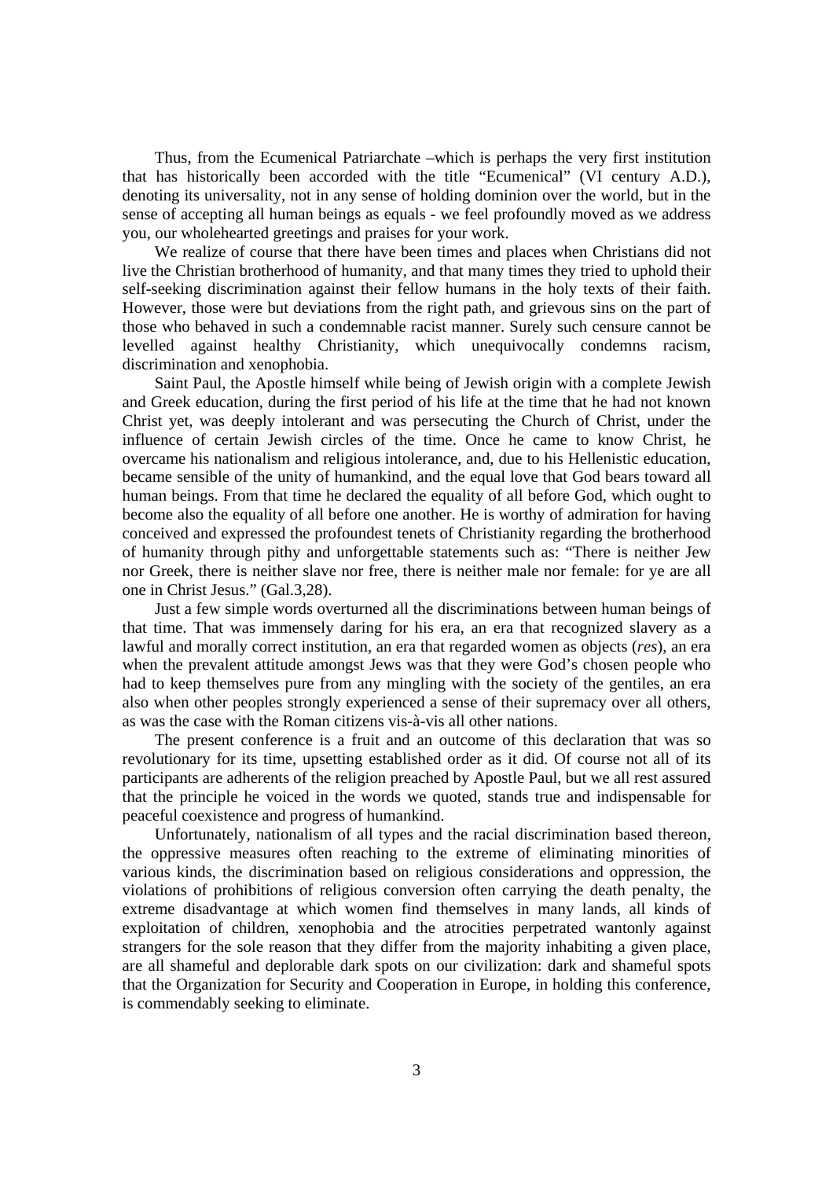Thus, from the Ecumenical Patriarchate –which is perhaps the very first institution that has historically been accorded with the title "Ecumenical" (VI century A.D.), denoting its universality, not in any sense of holding dominion over the world, but in the sense of accepting all human beings as equals - we feel profoundly moved as we address you, our wholehearted greetings and praises for your work.

We realize of course that there have been times and places when Christians did not live the Christian brotherhood of humanity, and that many times they tried to uphold their self-seeking discrimination against their fellow humans in the holy texts of their faith. However, those were but deviations from the right path, and grievous sins on the part of those who behaved in such a condemnable racist manner. Surely such censure cannot be levelled against healthy Christianity, which unequivocally condemns racism, discrimination and xenophobia.

Saint Paul, the Apostle himself while being of Jewish origin with a complete Jewish and Greek education, during the first period of his life at the time that he had not known Christ yet, was deeply intolerant and was persecuting the Church of Christ, under the influence of certain Jewish circles of the time. Once he came to know Christ, he overcame his nationalism and religious intolerance, and, due to his Hellenistic education, became sensible of the unity of humankind, and the equal love that God bears toward all human beings. From that time he declared the equality of all before God, which ought to become also the equality of all before one another. He is worthy of admiration for having conceived and expressed the profoundest tenets of Christianity regarding the brotherhood of humanity through pithy and unforgettable statements such as: "There is neither Jew nor Greek, there is neither slave nor free, there is neither male nor female: for ye are all one in Christ Jesus." (Gal.3,28).

Just a few simple words overturned all the discriminations between human beings of that time. That was immensely daring for his era, an era that recognized slavery as a lawful and morally correct institution, an era that regarded women as objects (*res*), an era when the prevalent attitude amongst Jews was that they were God's chosen people who had to keep themselves pure from any mingling with the society of the gentiles, an era also when other peoples strongly experienced a sense of their supremacy over all others, as was the case with the Roman citizens vis-à-vis all other nations.

The present conference is a fruit and an outcome of this declaration that was so revolutionary for its time, upsetting established order as it did. Of course not all of its participants are adherents of the religion preached by Apostle Paul, but we all rest assured that the principle he voiced in the words we quoted, stands true and indispensable for peaceful coexistence and progress of humankind.

Unfortunately, nationalism of all types and the racial discrimination based thereon, the oppressive measures often reaching to the extreme of eliminating minorities of various kinds, the discrimination based on religious considerations and oppression, the violations of prohibitions of religious conversion often carrying the death penalty, the extreme disadvantage at which women find themselves in many lands, all kinds of exploitation of children, xenophobia and the atrocities perpetrated wantonly against strangers for the sole reason that they differ from the majority inhabiting a given place, are all shameful and deplorable dark spots on our civilization: dark and shameful spots that the Organization for Security and Cooperation in Europe, in holding this conference, is commendably seeking to eliminate.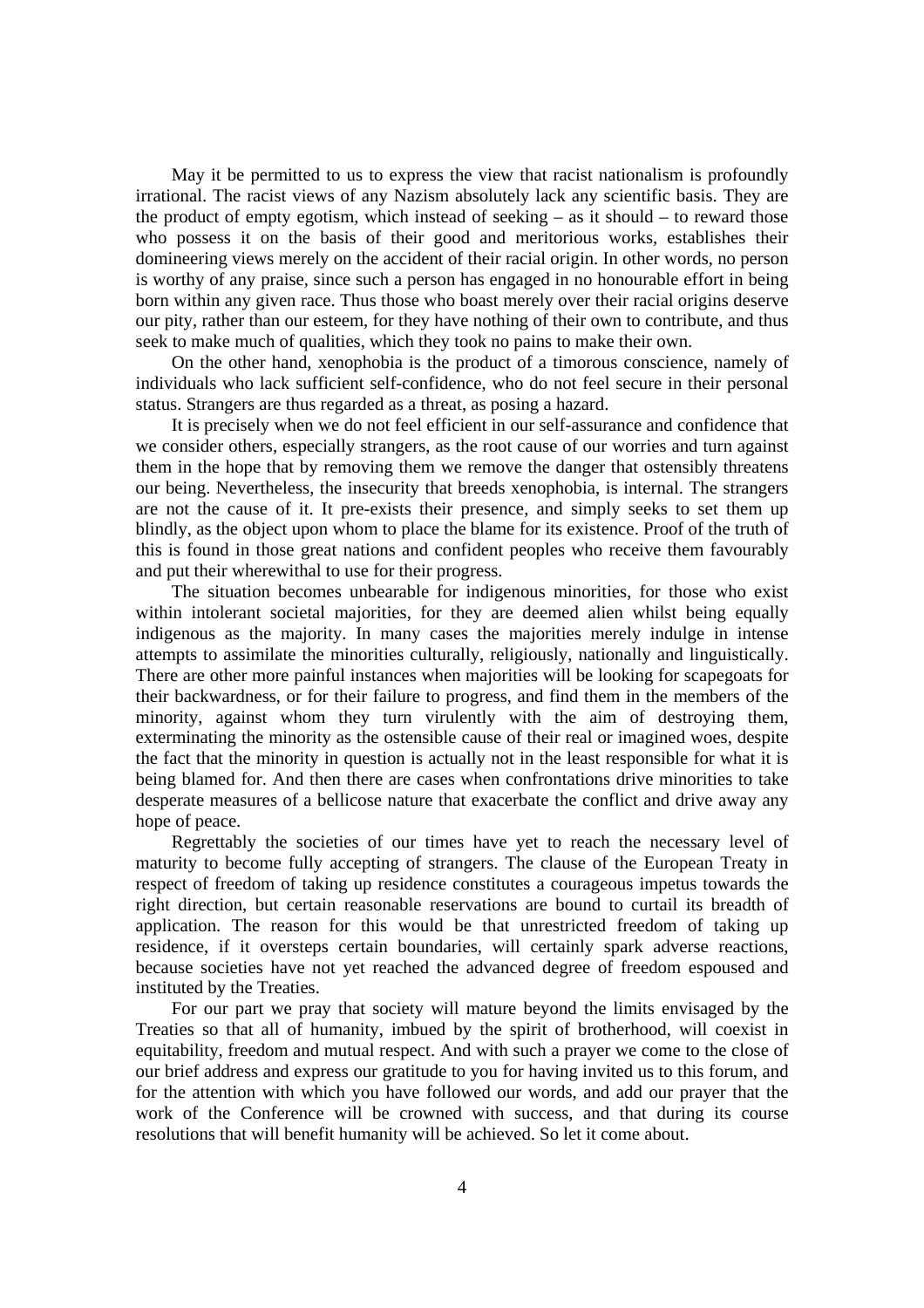May it be permitted to us to express the view that racist nationalism is profoundly irrational. The racist views of any Nazism absolutely lack any scientific basis. They are the product of empty egotism, which instead of seeking – as it should – to reward those who possess it on the basis of their good and meritorious works, establishes their domineering views merely on the accident of their racial origin. In other words, no person is worthy of any praise, since such a person has engaged in no honourable effort in being born within any given race. Thus those who boast merely over their racial origins deserve our pity, rather than our esteem, for they have nothing of their own to contribute, and thus seek to make much of qualities, which they took no pains to make their own.

On the other hand, xenophobia is the product of a timorous conscience, namely of individuals who lack sufficient self-confidence, who do not feel secure in their personal status. Strangers are thus regarded as a threat, as posing a hazard.

It is precisely when we do not feel efficient in our self-assurance and confidence that we consider others, especially strangers, as the root cause of our worries and turn against them in the hope that by removing them we remove the danger that ostensibly threatens our being. Nevertheless, the insecurity that breeds xenophobia, is internal. The strangers are not the cause of it. It pre-exists their presence, and simply seeks to set them up blindly, as the object upon whom to place the blame for its existence. Proof of the truth of this is found in those great nations and confident peoples who receive them favourably and put their wherewithal to use for their progress.

The situation becomes unbearable for indigenous minorities, for those who exist within intolerant societal majorities, for they are deemed alien whilst being equally indigenous as the majority. In many cases the majorities merely indulge in intense attempts to assimilate the minorities culturally, religiously, nationally and linguistically. There are other more painful instances when majorities will be looking for scapegoats for their backwardness, or for their failure to progress, and find them in the members of the minority, against whom they turn virulently with the aim of destroying them, exterminating the minority as the ostensible cause of their real or imagined woes, despite the fact that the minority in question is actually not in the least responsible for what it is being blamed for. And then there are cases when confrontations drive minorities to take desperate measures of a bellicose nature that exacerbate the conflict and drive away any hope of peace.

Regrettably the societies of our times have yet to reach the necessary level of maturity to become fully accepting of strangers. The clause of the European Treaty in respect of freedom of taking up residence constitutes a courageous impetus towards the right direction, but certain reasonable reservations are bound to curtail its breadth of application. The reason for this would be that unrestricted freedom of taking up residence, if it oversteps certain boundaries, will certainly spark adverse reactions, because societies have not yet reached the advanced degree of freedom espoused and instituted by the Treaties.

For our part we pray that society will mature beyond the limits envisaged by the Treaties so that all of humanity, imbued by the spirit of brotherhood, will coexist in equitability, freedom and mutual respect. And with such a prayer we come to the close of our brief address and express our gratitude to you for having invited us to this forum, and for the attention with which you have followed our words, and add our prayer that the work of the Conference will be crowned with success, and that during its course resolutions that will benefit humanity will be achieved. So let it come about.